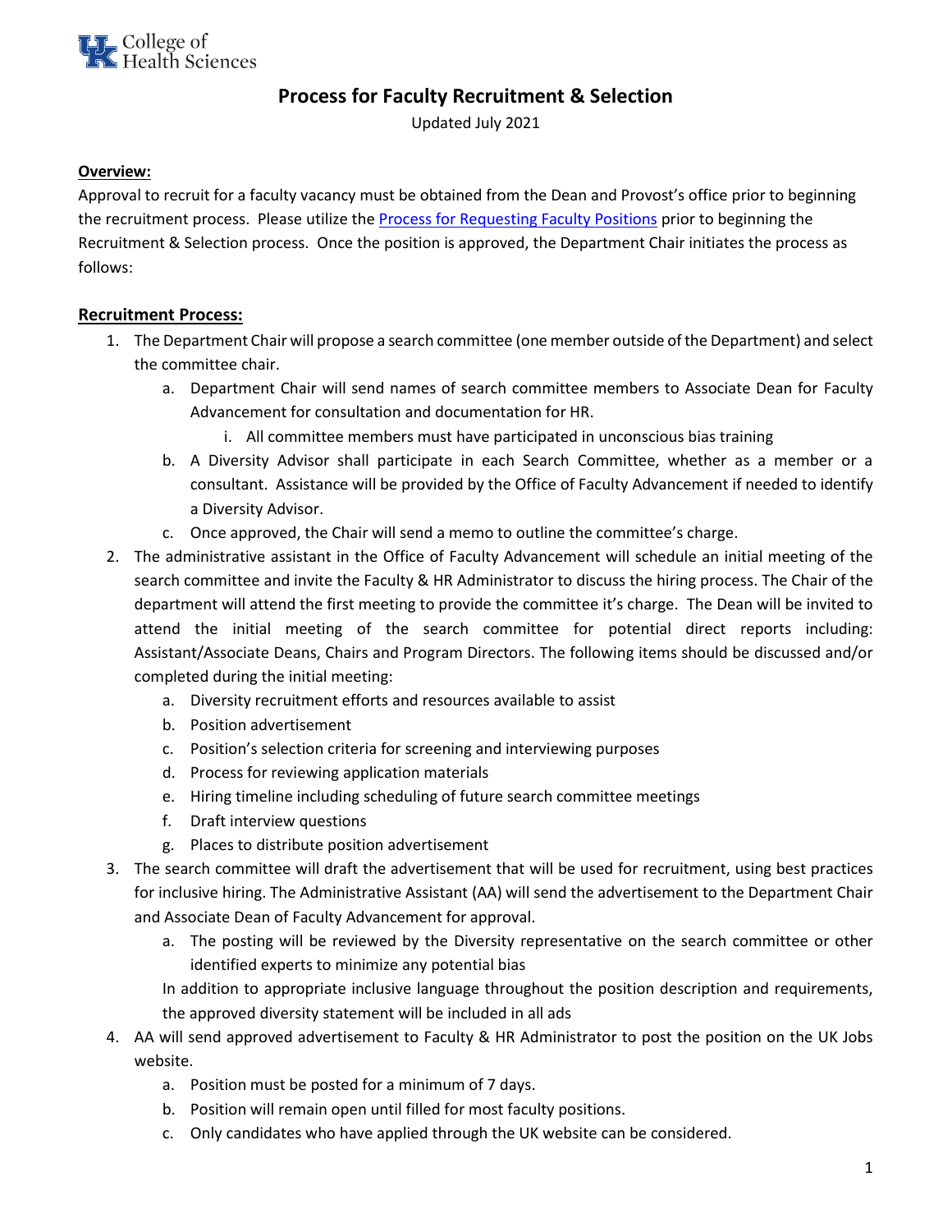UK College of Health Sciences

# Process for Faculty Recruitment & Selection

Updated July 2021

**Overview:**

Approval to recruit for a faculty vacancy must be obtained from the Dean and Provost's office prior to beginning the recruitment process. Please utilize the [Process for Requesting Faculty Positions]() prior to beginning the Recruitment & Selection process. Once the position is approved, the Department Chair initiates the process as follows:

**Recruitment Process:**

1. The Department Chair will propose a search committee (one member outside of the Department) and select the committee chair.
   a. Department Chair will send names of search committee members to Associate Dean for Faculty Advancement for consultation and documentation for HR.
      i. All committee members must have participated in unconscious bias training
   b. A Diversity Advisor shall participate in each Search Committee, whether as a member or a consultant. Assistance will be provided by the Office of Faculty Advancement if needed to identify a Diversity Advisor.
   c. Once approved, the Chair will send a memo to outline the committee's charge.
2. The administrative assistant in the Office of Faculty Advancement will schedule an initial meeting of the search committee and invite the Faculty & HR Administrator to discuss the hiring process. The Chair of the department will attend the first meeting to provide the committee it's charge. The Dean will be invited to attend the initial meeting of the search committee for potential direct reports including: Assistant/Associate Deans, Chairs and Program Directors. The following items should be discussed and/or completed during the initial meeting:
   a. Diversity recruitment efforts and resources available to assist
   b. Position advertisement
   c. Position's selection criteria for screening and interviewing purposes
   d. Process for reviewing application materials
   e. Hiring timeline including scheduling of future search committee meetings
   f. Draft interview questions
   g. Places to distribute position advertisement
3. The search committee will draft the advertisement that will be used for recruitment, using best practices for inclusive hiring. The Administrative Assistant (AA) will send the advertisement to the Department Chair and Associate Dean of Faculty Advancement for approval.
   a. The posting will be reviewed by the Diversity representative on the search committee or other identified experts to minimize any potential bias

   In addition to appropriate inclusive language throughout the position description and requirements, the approved diversity statement will be included in all ads
4. AA will send approved advertisement to Faculty & HR Administrator to post the position on the UK Jobs website.
   a. Position must be posted for a minimum of 7 days.
   b. Position will remain open until filled for most faculty positions.
   c. Only candidates who have applied through the UK website can be considered.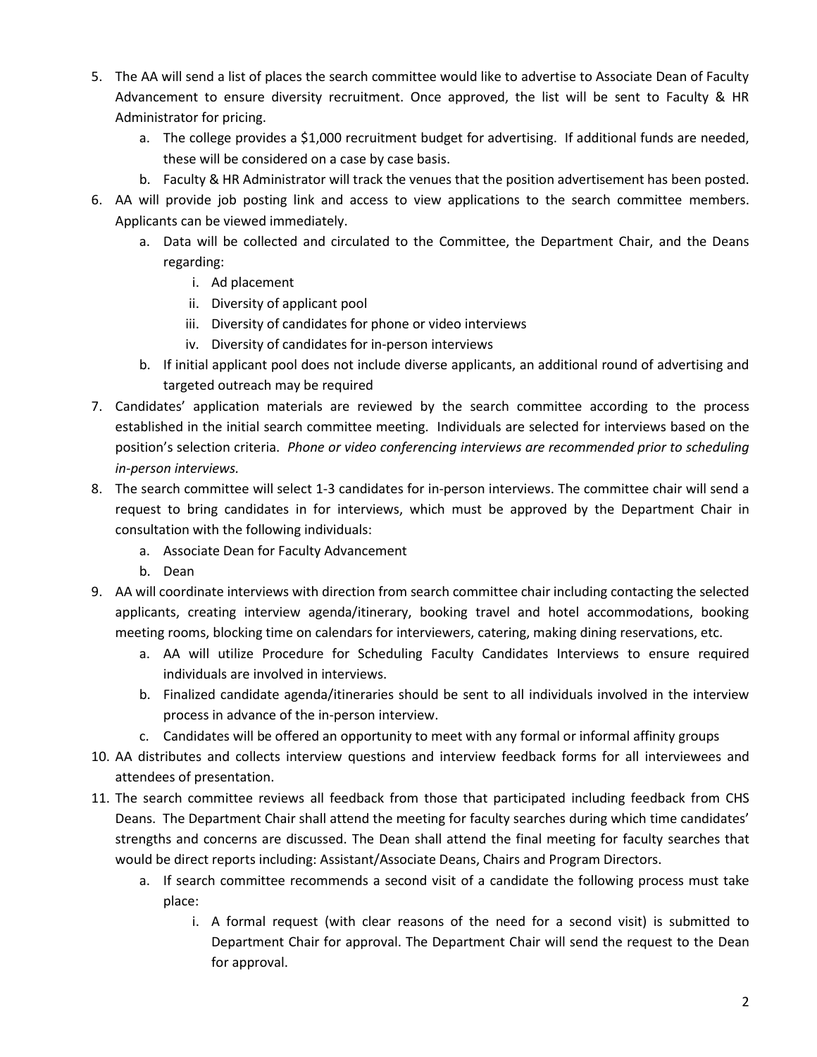5. The AA will send a list of places the search committee would like to advertise to Associate Dean of Faculty Advancement to ensure diversity recruitment. Once approved, the list will be sent to Faculty & HR Administrator for pricing.
    a. The college provides a $1,000 recruitment budget for advertising. If additional funds are needed, these will be considered on a case by case basis.
    b. Faculty & HR Administrator will track the venues that the position advertisement has been posted.
6. AA will provide job posting link and access to view applications to the search committee members. Applicants can be viewed immediately.
    a. Data will be collected and circulated to the Committee, the Department Chair, and the Deans regarding:
        i. Ad placement
        ii. Diversity of applicant pool
        iii. Diversity of candidates for phone or video interviews
        iv. Diversity of candidates for in-person interviews
    b. If initial applicant pool does not include diverse applicants, an additional round of advertising and targeted outreach may be required
7. Candidates' application materials are reviewed by the search committee according to the process established in the initial search committee meeting. Individuals are selected for interviews based on the position's selection criteria. *Phone or video conferencing interviews are recommended prior to scheduling in-person interviews.*
8. The search committee will select 1-3 candidates for in-person interviews. The committee chair will send a request to bring candidates in for interviews, which must be approved by the Department Chair in consultation with the following individuals:
    a. Associate Dean for Faculty Advancement
    b. Dean
9. AA will coordinate interviews with direction from search committee chair including contacting the selected applicants, creating interview agenda/itinerary, booking travel and hotel accommodations, booking meeting rooms, blocking time on calendars for interviewers, catering, making dining reservations, etc.
    a. AA will utilize Procedure for Scheduling Faculty Candidates Interviews to ensure required individuals are involved in interviews.
    b. Finalized candidate agenda/itineraries should be sent to all individuals involved in the interview process in advance of the in-person interview.
    c. Candidates will be offered an opportunity to meet with any formal or informal affinity groups
10. AA distributes and collects interview questions and interview feedback forms for all interviewees and attendees of presentation.
11. The search committee reviews all feedback from those that participated including feedback from CHS Deans. The Department Chair shall attend the meeting for faculty searches during which time candidates' strengths and concerns are discussed. The Dean shall attend the final meeting for faculty searches that would be direct reports including: Assistant/Associate Deans, Chairs and Program Directors.
    a. If search committee recommends a second visit of a candidate the following process must take place:
        i. A formal request (with clear reasons of the need for a second visit) is submitted to Department Chair for approval. The Department Chair will send the request to the Dean for approval.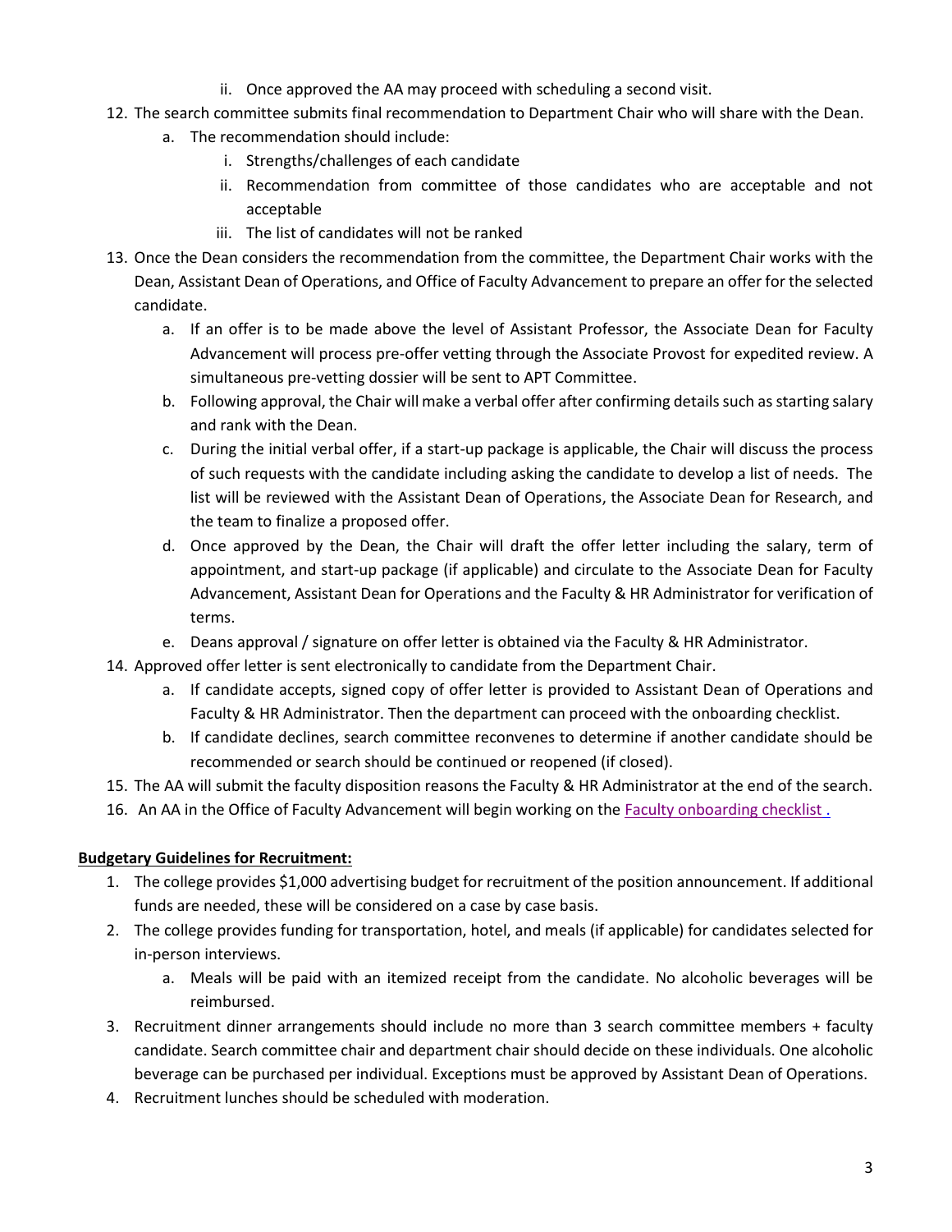ii. Once approved the AA may proceed with scheduling a second visit.

12. The search committee submits final recommendation to Department Chair who will share with the Dean.
    a. The recommendation should include:
        i. Strengths/challenges of each candidate
        ii. Recommendation from committee of those candidates who are acceptable and not acceptable
        iii. The list of candidates will not be ranked
13. Once the Dean considers the recommendation from the committee, the Department Chair works with the Dean, Assistant Dean of Operations, and Office of Faculty Advancement to prepare an offer for the selected candidate.
    a. If an offer is to be made above the level of Assistant Professor, the Associate Dean for Faculty Advancement will process pre-offer vetting through the Associate Provost for expedited review. A simultaneous pre-vetting dossier will be sent to APT Committee.
    b. Following approval, the Chair will make a verbal offer after confirming details such as starting salary and rank with the Dean.
    c. During the initial verbal offer, if a start-up package is applicable, the Chair will discuss the process of such requests with the candidate including asking the candidate to develop a list of needs. The list will be reviewed with the Assistant Dean of Operations, the Associate Dean for Research, and the team to finalize a proposed offer.
    d. Once approved by the Dean, the Chair will draft the offer letter including the salary, term of appointment, and start-up package (if applicable) and circulate to the Associate Dean for Faculty Advancement, Assistant Dean for Operations and the Faculty & HR Administrator for verification of terms.
    e. Deans approval / signature on offer letter is obtained via the Faculty & HR Administrator.
14. Approved offer letter is sent electronically to candidate from the Department Chair.
    a. If candidate accepts, signed copy of offer letter is provided to Assistant Dean of Operations and Faculty & HR Administrator. Then the department can proceed with the onboarding checklist.
    b. If candidate declines, search committee reconvenes to determine if another candidate should be recommended or search should be continued or reopened (if closed).
15. The AA will submit the faculty disposition reasons the Faculty & HR Administrator at the end of the search.
16. An AA in the Office of Faculty Advancement will begin working on the Faculty onboarding checklist .

**Budgetary Guidelines for Recruitment:**

1. The college provides $1,000 advertising budget for recruitment of the position announcement. If additional funds are needed, these will be considered on a case by case basis.
2. The college provides funding for transportation, hotel, and meals (if applicable) for candidates selected for in-person interviews.
    a. Meals will be paid with an itemized receipt from the candidate. No alcoholic beverages will be reimbursed.
3. Recruitment dinner arrangements should include no more than 3 search committee members + faculty candidate. Search committee chair and department chair should decide on these individuals. One alcoholic beverage can be purchased per individual. Exceptions must be approved by Assistant Dean of Operations.
4. Recruitment lunches should be scheduled with moderation.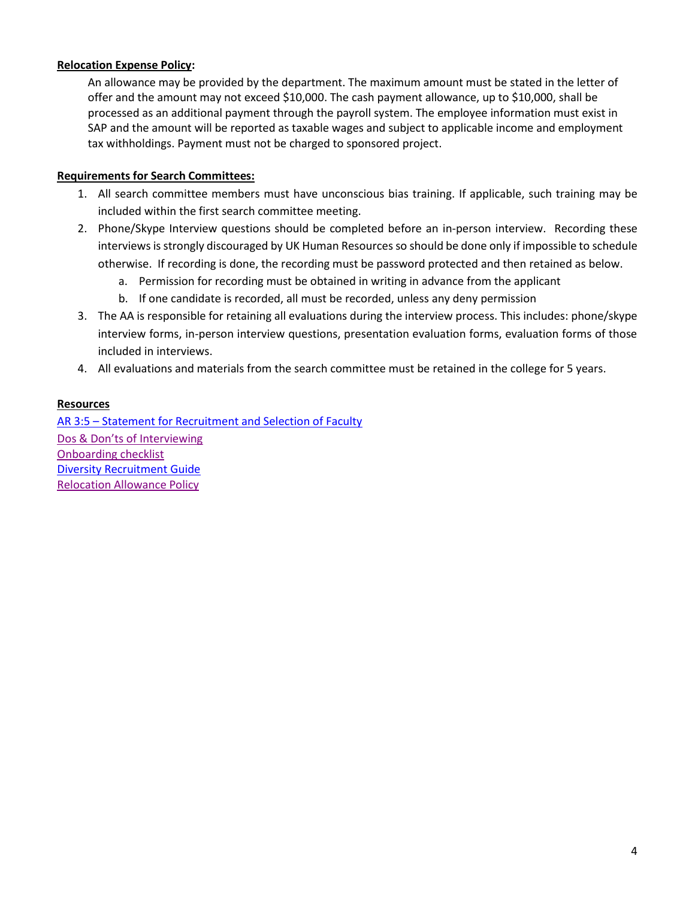**Relocation Expense Policy:**

An allowance may be provided by the department. The maximum amount must be stated in the letter of offer and the amount may not exceed $10,000. The cash payment allowance, up to $10,000, shall be processed as an additional payment through the payroll system. The employee information must exist in SAP and the amount will be reported as taxable wages and subject to applicable income and employment tax withholdings. Payment must not be charged to sponsored project.

**Requirements for Search Committees:**

1. All search committee members must have unconscious bias training. If applicable, such training may be included within the first search committee meeting.
2. Phone/Skype Interview questions should be completed before an in-person interview. Recording these interviews is strongly discouraged by UK Human Resources so should be done only if impossible to schedule otherwise. If recording is done, the recording must be password protected and then retained as below.
   a. Permission for recording must be obtained in writing in advance from the applicant
   b. If one candidate is recorded, all must be recorded, unless any deny permission
3. The AA is responsible for retaining all evaluations during the interview process. This includes: phone/skype interview forms, in-person interview questions, presentation evaluation forms, evaluation forms of those included in interviews.
4. All evaluations and materials from the search committee must be retained in the college for 5 years.

**Resources**

AR 3:5 – Statement for Recruitment and Selection of Faculty
Dos & Don'ts of Interviewing
Onboarding checklist
Diversity Recruitment Guide
Relocation Allowance Policy